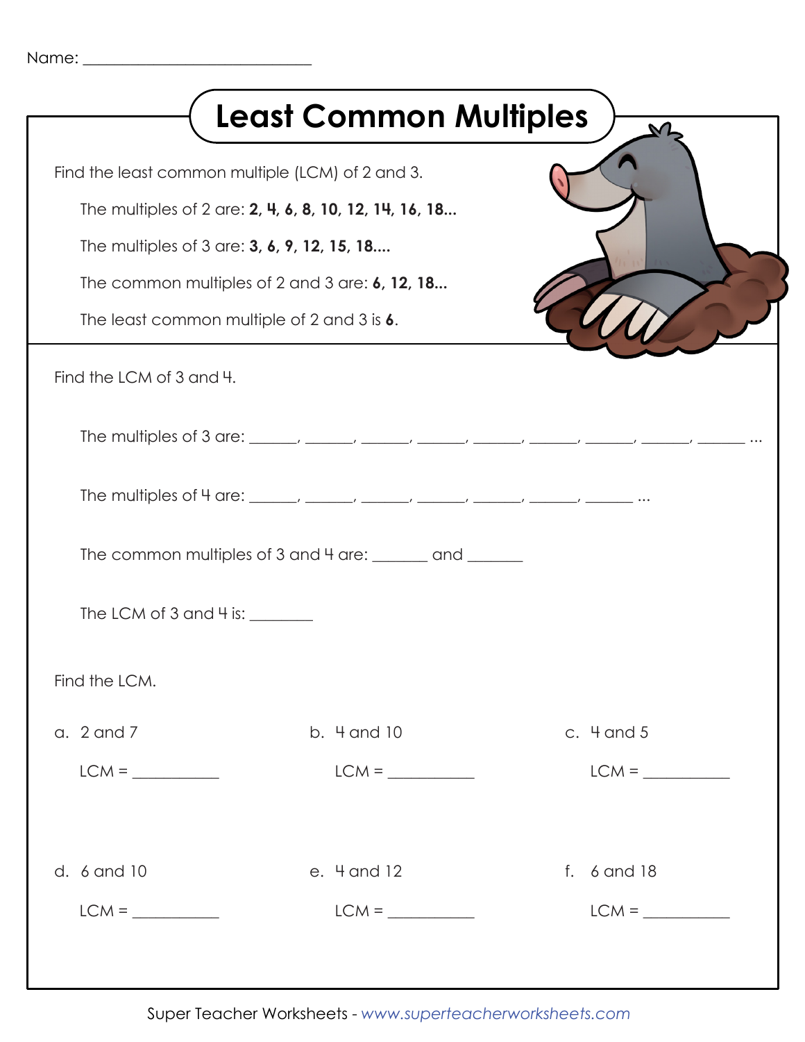Name: ___________________________

# Least Common Multiples

Find the least common multiple (LCM) of 2 and 3.

The multiples of 2 are: **2, 4, 6, 8, 10, 12, 14, 16, 18...**

The multiples of 3 are: **3, 6, 9, 12, 15, 18....**

The common multiples of 2 and 3 are: **6, 12, 18...**

The least common multiple of 2 and 3 is **6**.

Find the LCM of 3 and 4.

The multiples of 3 are: ______, ______, ______, ______, ______, ______, ______, ______, ______ ...

The multiples of 4 are: ______, ______, ______, ______, ______, ______, ______ ...

The common multiples of 3 and 4 are: _______ and _______

The LCM of 3 and 4 is: ________

Find the LCM.

a. 2 and 7

LCM = __________

b. 4 and 10

LCM = __________

c. 4 and 5

LCM = __________

d. 6 and 10

LCM = __________

e. 4 and 12

LCM = __________

f. 6 and 18

LCM = __________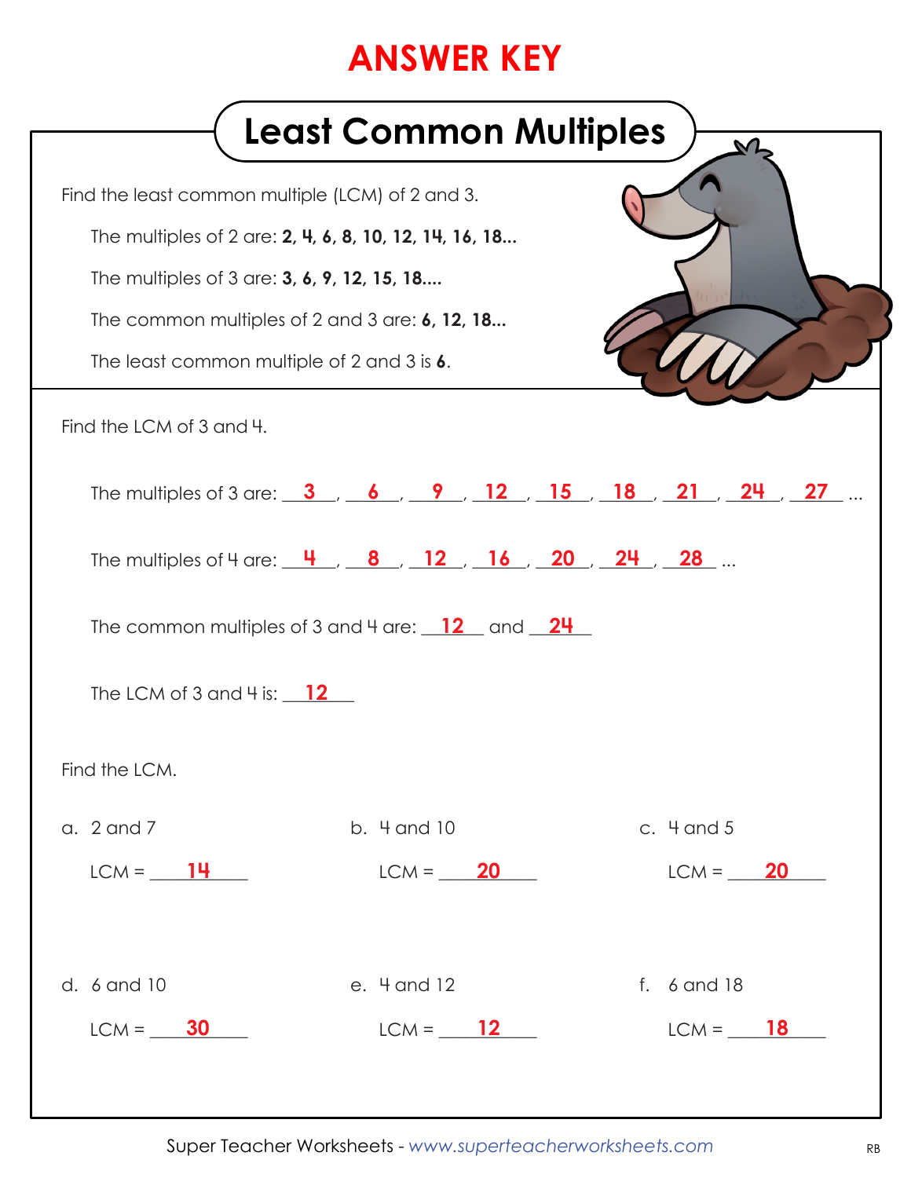# ANSWER KEY

## Least Common Multiples

Find the least common multiple (LCM) of 2 and 3.

The multiples of 2 are: **2, 4, 6, 8, 10, 12, 14, 16, 18...**

The multiples of 3 are: **3, 6, 9, 12, 15, 18....**

The common multiples of 2 and 3 are: **6, 12, 18...**

The least common multiple of 2 and 3 is **6**.

---

Find the LCM of 3 and 4.

The multiples of 3 are: 3, 6, 9, 12, 15, 18, 21, 24, 27 ...

The multiples of 4 are: 4, 8, 12, 16, 20, 24, 28 ...

The common multiples of 3 and 4 are: 12 and 24

The LCM of 3 and 4 is: 12

Find the LCM.

a. 2 and 7

LCM = 14

b. 4 and 10

LCM = 20

c. 4 and 5

LCM = 20

d. 6 and 10

LCM = 30

e. 4 and 12

LCM = 12

f. 6 and 18

LCM = 18

Super Teacher Worksheets - *www.superteacherworksheets.com*